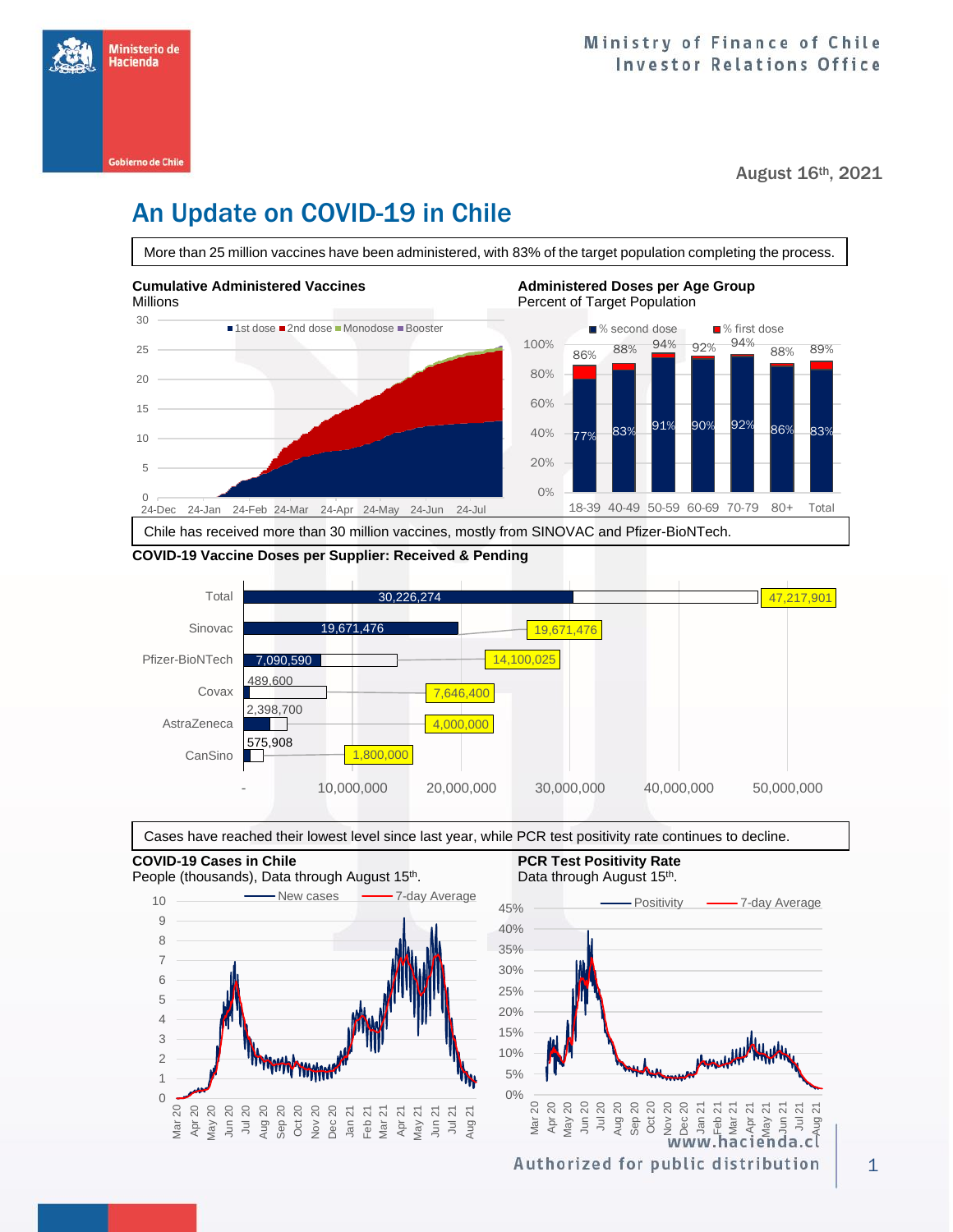Ministry of Finance of Chile
Investor Relations Office

August 16th, 2021

# An Update on COVID-19 in Chile

More than 25 million vaccines have been administered, with 83% of the target population completing the process.

**Cumulative Administered Vaccines**
Millions

**Administered Doses per Age Group**
Percent of Target Population

| Age group | % second dose | % first dose |
|---|---|---|
| 18-39 | 77% | 86% |
| 40-49 | 83% | 88% |
| 50-59 | 91% | 94% |
| 60-69 | 90% | 92% |
| 70-79 | 92% | 94% |
| 80+ | 86% | 88% |
| Total | 83% | 89% |

Chile has received more than 30 million vaccines, mostly from SINOVAC and Pfizer-BioNTech.

**COVID-19 Vaccine Doses per Supplier: Received & Pending**

| Supplier | Received | Total |
|---|---|---|
| Total | 30,226,274 | 47,217,901 |
| Sinovac | 19,671,476 | 19,671,476 |
| Pfizer-BioNTech | 7,090,590 | 14,100,025 |
| Covax | 489,600 | 7,646,400 |
| AstraZeneca | 2,398,700 | 4,000,000 |
| CanSino | 575,908 | 1,800,000 |

Cases have reached their lowest level since last year, while PCR test positivity rate continues to decline.

**COVID-19 Cases in Chile**
People (thousands), Data through August 15th.

**PCR Test Positivity Rate**
Data through August 15th.

www.hacienda.cl
Authorized for public distribution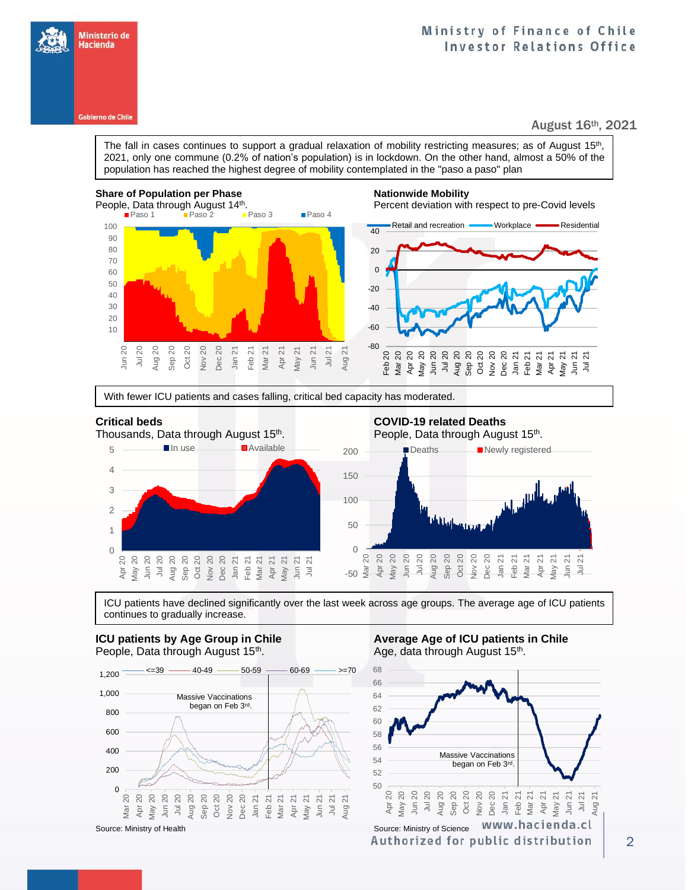August 16th, 2021

The fall in cases continues to support a gradual relaxation of mobility restricting measures; as of August 15th, 2021, only one commune (0.2% of nation's population) is in lockdown. On the other hand, almost a 50% of the population has reached the highest degree of mobility contemplated in the "paso a paso" plan

**Share of Population per Phase**
People, Data through August 14th.

Paso 1
Paso 2
Paso 3
Paso 4

100
90
80
70
60
50
40
30
20
10

Jun 20
Jul 20
Aug 20
Sep 20
Oct 20
Nov 20
Dec 20
Jan 21
Feb 21
Mar 21
Apr 21
May 21
Jun 21
Jul 21
Aug 21

**Nationwide Mobility**
Percent deviation with respect to pre-Covid levels

Retail and recreation
Workplace
Residential

40
20
0
-20
-40
-60
-80

Feb 20
Mar 20
Apr 20
May 20
Jun 20
Jul 20
Aug 20
Sep 20
Oct 20
Nov 20
Dec 20
Jan 21
Feb 21
Mar 21
Apr 21
May 21
Jun 21
Jul 21

With fewer ICU patients and cases falling, critical bed capacity has moderated.

**Critical beds**
Thousands, Data through August 15th.

In use
Available

5
4
3
2
1
0

Apr 20
May 20
Jun 20
Jul 20
Aug 20
Sep 20
Oct 20
Nov 20
Dec 20
Jan 21
Feb 21
Mar 21
Apr 21
May 21
Jun 21
Jul 21

**COVID-19 related Deaths**
People, Data through August 15th.

Deaths
Newly registered

200
150
100
50
0
-50

Mar 20
Apr 20
May 20
Jun 20
Jul 20
Aug 20
Sep 20
Oct 20
Nov 20
Dec 20
Jan 21
Feb 21
Mar 21
Apr 21
May 21
Jun 21
Jul 21

ICU patients have declined significantly over the last week across age groups. The average age of ICU patients continues to gradually increase.

**ICU patients by Age Group in Chile**
People, Data through August 15th.

<=39
40-49
50-59
60-69
>=70

1,200
1,000
800
600
400
200
0

Massive Vaccinations began on Feb 3rd.

Mar 20
Apr 20
May 20
Jun 20
Jul 20
Aug 20
Sep 20
Oct 20
Nov 20
Dec 20
Jan 21
Feb 21
Mar 21
Apr 21
May 21
Jun 21
Jul 21
Aug 21

**Average Age of ICU patients in Chile**
Age, data through August 15th.

68
66
64
62
60
58
56
54
52
50

Massive Vaccinations began on Feb 3rd.

Apr 20
May 20
Jun 20
Jul 20
Aug 20
Sep 20
Oct 20
Nov 20
Dec 20
Jan 21
Feb 21
Mar 21
Apr 21
May 21
Jun 21
Jul 21
Aug 21

Source: Ministry of Health

Source: Ministry of Science